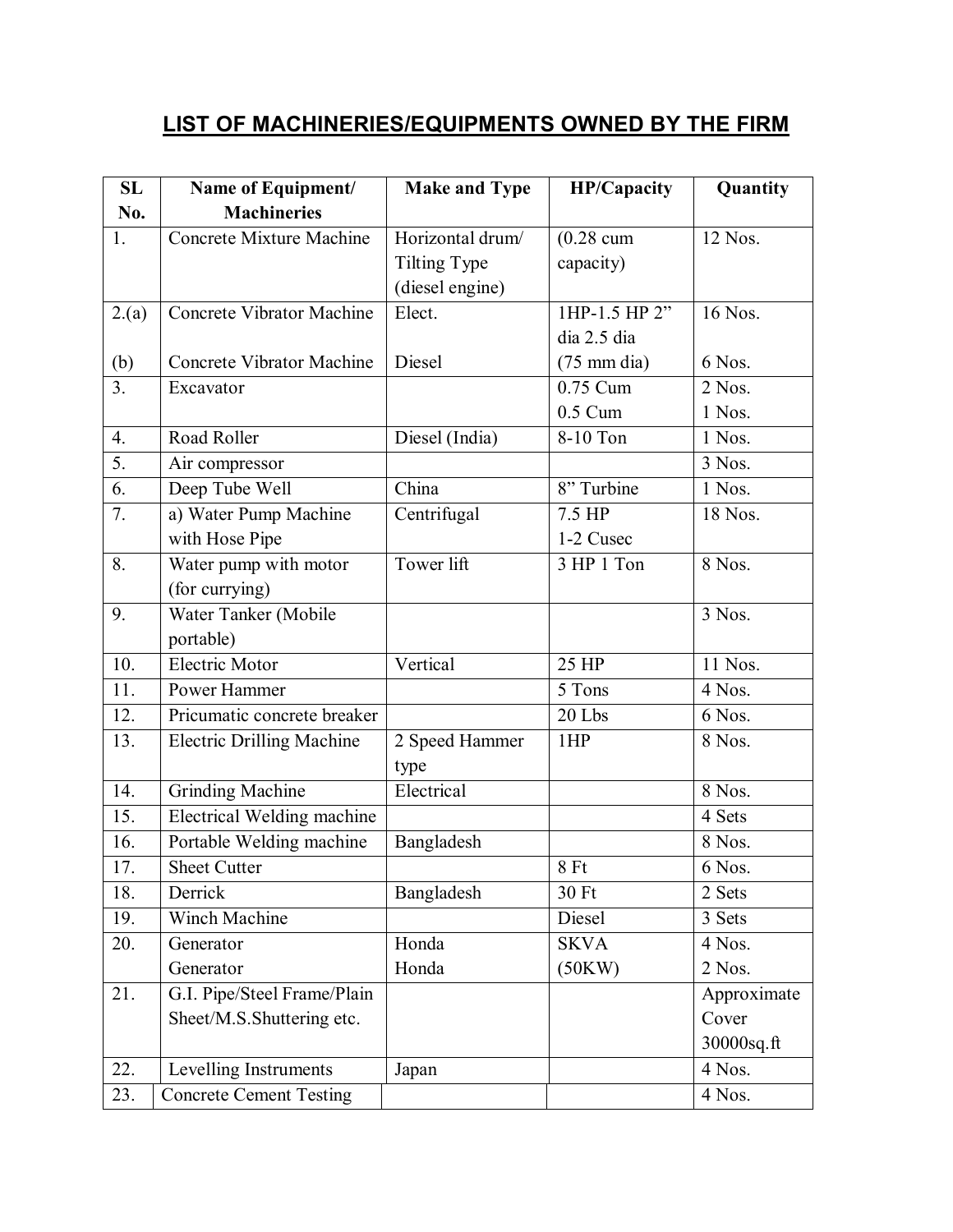## LIST OF MACHINERIES/EQUIPMENTS OWNED BY THE FIRM

| SL No. | Name of Equipment/ Machineries | Make and Type | HP/Capacity | Quantity |
|---|---|---|---|---|
| 1. | Concrete Mixture Machine | Horizontal drum/ Tilting Type (diesel engine) | (0.28 cum capacity) | 12 Nos. |
| 2.(a) | Concrete Vibrator Machine | Elect. | 1HP-1.5 HP 2" dia 2.5 dia | 16 Nos. |
| (b) | Concrete Vibrator Machine | Diesel | (75 mm dia) | 6 Nos. |
| 3. | Excavator | | 0.75 Cum<br>0.5 Cum | 2 Nos.<br>1 Nos. |
| 4. | Road Roller | Diesel (India) | 8-10 Ton | 1 Nos. |
| 5. | Air compressor | | | 3 Nos. |
| 6. | Deep Tube Well | China | 8" Turbine | 1 Nos. |
| 7. | a) Water Pump Machine with Hose Pipe | Centrifugal | 7.5 HP<br>1-2 Cusec | 18 Nos. |
| 8. | Water pump with motor (for currying) | Tower lift | 3 HP 1 Ton | 8 Nos. |
| 9. | Water Tanker (Mobile portable) | | | 3 Nos. |
| 10. | Electric Motor | Vertical | 25 HP | 11 Nos. |
| 11. | Power Hammer | | 5 Tons | 4 Nos. |
| 12. | Pricumatic concrete breaker | | 20 Lbs | 6 Nos. |
| 13. | Electric Drilling Machine | 2 Speed Hammer type | 1HP | 8 Nos. |
| 14. | Grinding Machine | Electrical | | 8 Nos. |
| 15. | Electrical Welding machine | | | 4 Sets |
| 16. | Portable Welding machine | Bangladesh | | 8 Nos. |
| 17. | Sheet Cutter | | 8 Ft | 6 Nos. |
| 18. | Derrick | Bangladesh | 30 Ft | 2 Sets |
| 19. | Winch Machine | | Diesel | 3 Sets |
| 20. | Generator<br>Generator | Honda<br>Honda | SKVA<br>(50KW) | 4 Nos.<br>2 Nos. |
| 21. | G.I. Pipe/Steel Frame/Plain Sheet/M.S.Shuttering etc. | | | Approximate Cover 30000sq.ft |
| 22. | Levelling Instruments | Japan | | 4 Nos. |
| 23. | Concrete Cement Testing | | | 4 Nos. |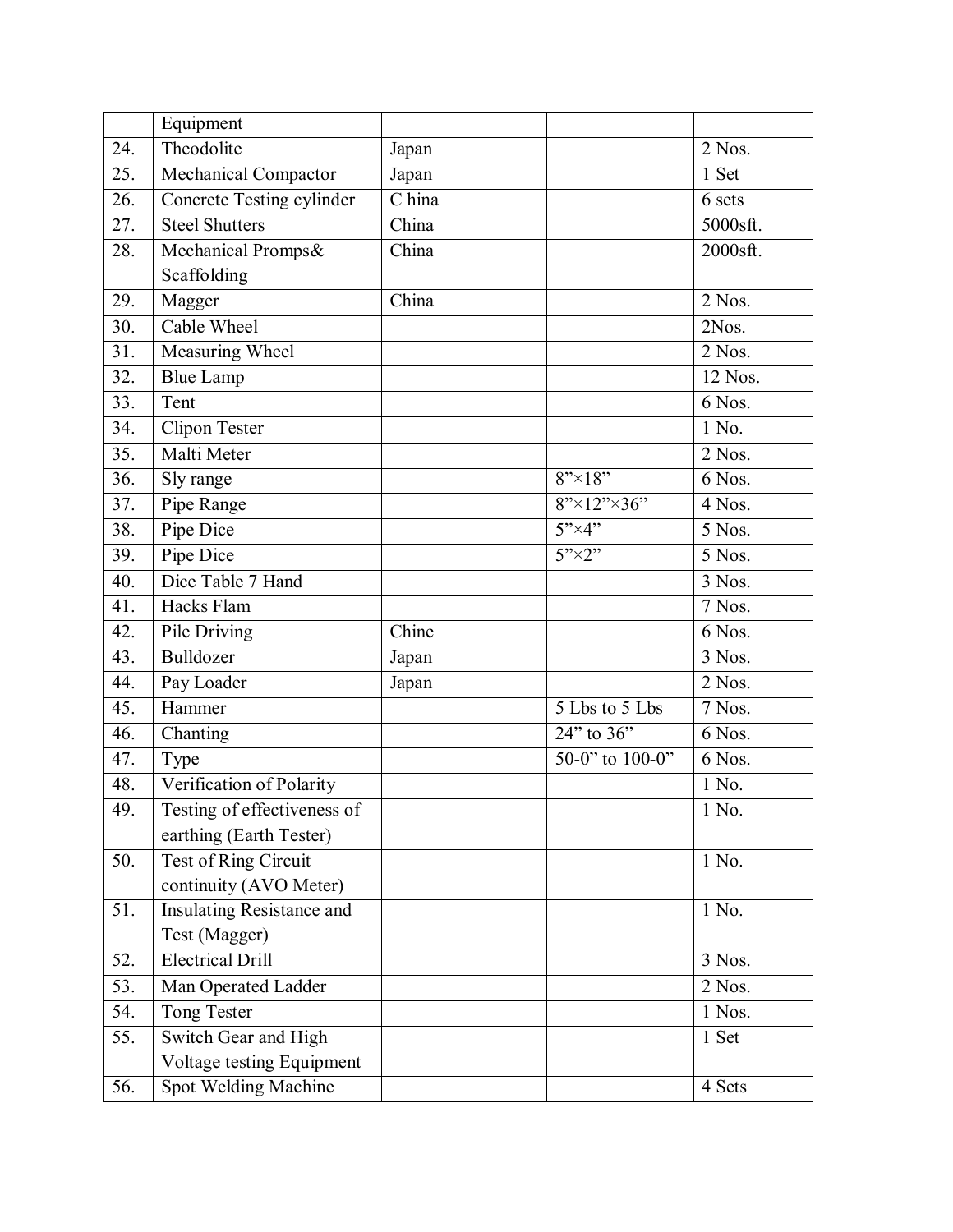|  | Equipment |  |  |  |
|---|---|---|---|---|
| 24. | Theodolite | Japan |  | 2 Nos. |
| 25. | Mechanical Compactor | Japan |  | 1 Set |
| 26. | Concrete Testing cylinder | C hina |  | 6 sets |
| 27. | Steel Shutters | China |  | 5000sft. |
| 28. | Mechanical Promps& Scaffolding | China |  | 2000sft. |
| 29. | Magger | China |  | 2 Nos. |
| 30. | Cable Wheel |  |  | 2Nos. |
| 31. | Measuring Wheel |  |  | 2 Nos. |
| 32. | Blue Lamp |  |  | 12 Nos. |
| 33. | Tent |  |  | 6 Nos. |
| 34. | Clipon Tester |  |  | 1 No. |
| 35. | Malti Meter |  |  | 2 Nos. |
| 36. | Sly range |  | 8”×18” | 6 Nos. |
| 37. | Pipe Range |  | 8”×12”×36” | 4 Nos. |
| 38. | Pipe Dice |  | 5”×4” | 5 Nos. |
| 39. | Pipe Dice |  | 5”×2” | 5 Nos. |
| 40. | Dice Table 7 Hand |  |  | 3 Nos. |
| 41. | Hacks Flam |  |  | 7 Nos. |
| 42. | Pile Driving | Chine |  | 6 Nos. |
| 43. | Bulldozer | Japan |  | 3 Nos. |
| 44. | Pay Loader | Japan |  | 2 Nos. |
| 45. | Hammer |  | 5 Lbs to 5 Lbs | 7 Nos. |
| 46. | Chanting |  | 24” to 36” | 6 Nos. |
| 47. | Type |  | 50-0” to 100-0” | 6 Nos. |
| 48. | Verification of Polarity |  |  | 1 No. |
| 49. | Testing of effectiveness of earthing (Earth Tester) |  |  | 1 No. |
| 50. | Test of Ring Circuit continuity (AVO Meter) |  |  | 1 No. |
| 51. | Insulating Resistance and Test (Magger) |  |  | 1 No. |
| 52. | Electrical Drill |  |  | 3 Nos. |
| 53. | Man Operated Ladder |  |  | 2 Nos. |
| 54. | Tong Tester |  |  | 1 Nos. |
| 55. | Switch Gear and High Voltage testing Equipment |  |  | 1 Set |
| 56. | Spot Welding Machine |  |  | 4 Sets |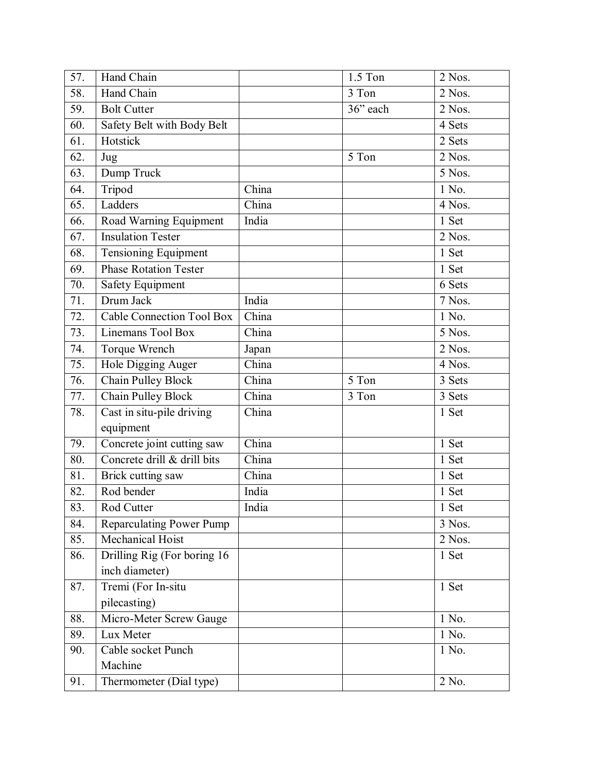| 57. | Hand Chain | | 1.5 Ton | 2 Nos. |
|---|---|---|---|---|
| 58. | Hand Chain | | 3 Ton | 2 Nos. |
| 59. | Bolt Cutter | | 36” each | 2 Nos. |
| 60. | Safety Belt with Body Belt | | | 4 Sets |
| 61. | Hotstick | | | 2 Sets |
| 62. | Jug | | 5 Ton | 2 Nos. |
| 63. | Dump Truck | | | 5 Nos. |
| 64. | Tripod | China | | 1 No. |
| 65. | Ladders | China | | 4 Nos. |
| 66. | Road Warning Equipment | India | | 1 Set |
| 67. | Insulation Tester | | | 2 Nos. |
| 68. | Tensioning Equipment | | | 1 Set |
| 69. | Phase Rotation Tester | | | 1 Set |
| 70. | Safety Equipment | | | 6 Sets |
| 71. | Drum Jack | India | | 7 Nos. |
| 72. | Cable Connection Tool Box | China | | 1 No. |
| 73. | Linemans Tool Box | China | | 5 Nos. |
| 74. | Torque Wrench | Japan | | 2 Nos. |
| 75. | Hole Digging Auger | China | | 4 Nos. |
| 76. | Chain Pulley Block | China | 5 Ton | 3 Sets |
| 77. | Chain Pulley Block | China | 3 Ton | 3 Sets |
| 78. | Cast in situ-pile driving equipment | China | | 1 Set |
| 79. | Concrete joint cutting saw | China | | 1 Set |
| 80. | Concrete drill & drill bits | China | | 1 Set |
| 81. | Brick cutting saw | China | | 1 Set |
| 82. | Rod bender | India | | 1 Set |
| 83. | Rod Cutter | India | | 1 Set |
| 84. | Reparculating Power Pump | | | 3 Nos. |
| 85. | Mechanical Hoist | | | 2 Nos. |
| 86. | Drilling Rig (For boring 16 inch diameter) | | | 1 Set |
| 87. | Tremi (For In-situ pilecasting) | | | 1 Set |
| 88. | Micro-Meter Screw Gauge | | | 1 No. |
| 89. | Lux Meter | | | 1 No. |
| 90. | Cable socket Punch Machine | | | 1 No. |
| 91. | Thermometer (Dial type) | | | 2 No. |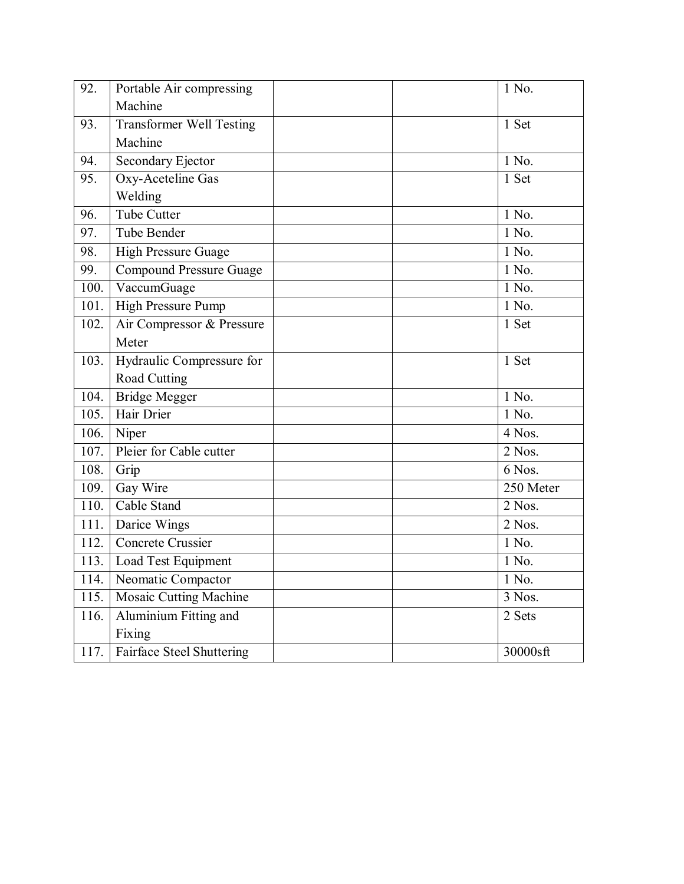| | | | | |
|---|---|---|---|---|
| 92. | Portable Air compressing Machine | | | 1 No. |
| 93. | Transformer Well Testing Machine | | | 1 Set |
| 94. | Secondary Ejector | | | 1 No. |
| 95. | Oxy-Aceteline Gas Welding | | | 1 Set |
| 96. | Tube Cutter | | | 1 No. |
| 97. | Tube Bender | | | 1 No. |
| 98. | High Pressure Guage | | | 1 No. |
| 99. | Compound Pressure Guage | | | 1 No. |
| 100. | VaccumGuage | | | 1 No. |
| 101. | High Pressure Pump | | | 1 No. |
| 102. | Air Compressor & Pressure Meter | | | 1 Set |
| 103. | Hydraulic Compressure for Road Cutting | | | 1 Set |
| 104. | Bridge Megger | | | 1 No. |
| 105. | Hair Drier | | | 1 No. |
| 106. | Niper | | | 4 Nos. |
| 107. | Pleier for Cable cutter | | | 2 Nos. |
| 108. | Grip | | | 6 Nos. |
| 109. | Gay Wire | | | 250 Meter |
| 110. | Cable Stand | | | 2 Nos. |
| 111. | Darice Wings | | | 2 Nos. |
| 112. | Concrete Crussier | | | 1 No. |
| 113. | Load Test Equipment | | | 1 No. |
| 114. | Neomatic Compactor | | | 1 No. |
| 115. | Mosaic Cutting Machine | | | 3 Nos. |
| 116. | Aluminium Fitting and Fixing | | | 2 Sets |
| 117. | Fairface Steel Shuttering | | | 30000sft |